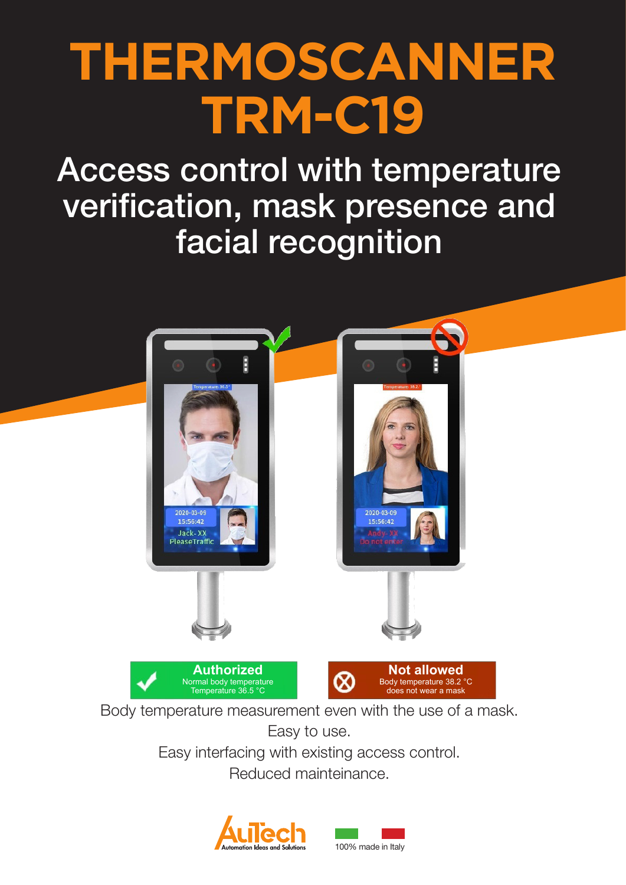# THERMOSCANNER TRM-C19

## Access control with temperature verification, mask presence and facial recognition

**Authorized**
Normal body temperature
Temperature 36.5 °C

**Not allowed**
Body temperature 38.2 °C
does not wear a mask

Body temperature measurement even with the use of a mask.
Easy to use.
Easy interfacing with existing access control.
Reduced mainteinance.

AuTech
Automation Ideas and Solutions

100% made in Italy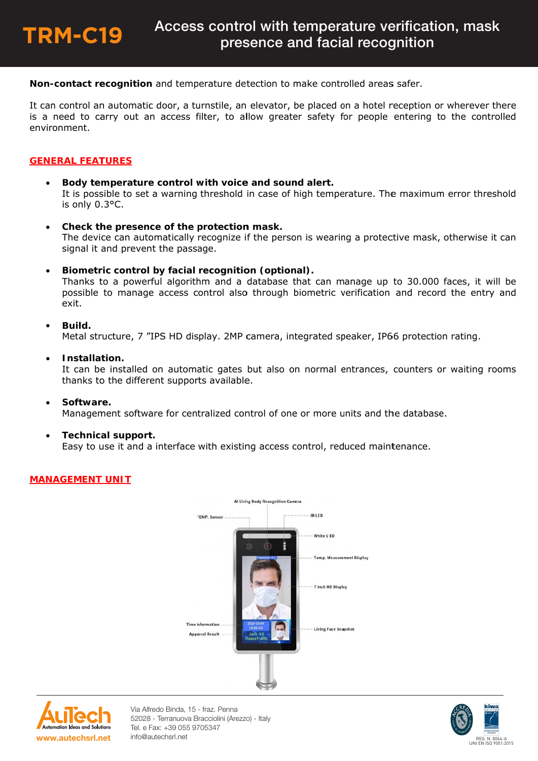# TRM-C19

## Access control with temperature verification, mask presence and facial recognition

**Non-contact recognition** and temperature detection to make controlled areas safer.

It can control an automatic door, a turnstile, an elevator, be placed on a hotel reception or wherever there is a need to carry out an access filter, to allow greater safety for people entering to the controlled environment.

### GENERAL FEATURES

- **Body temperature control with voice and sound alert.**
  It is possible to set a warning threshold in case of high temperature. The maximum error threshold is only 0.3°C.

- **Check the presence of the protection mask.**
  The device can automatically recognize if the person is wearing a protective mask, otherwise it can signal it and prevent the passage.

- **Biometric control by facial recognition (optional).**
  Thanks to a powerful algorithm and a database that can manage up to 30.000 faces, it will be possible to manage access control also through biometric verification and record the entry and exit.

- **Build.**
  Metal structure, 7 ”IPS HD display. 2MP camera, integrated speaker, IP66 protection rating.

- **Installation.**
  It can be installed on automatic gates but also on normal entrances, counters or waiting rooms thanks to the different supports available.

- **Software.**
  Management software for centralized control of one or more units and the database.

- **Technical support.**
  Easy to use it and a interface with existing access control, reduced maintenance.

### MANAGEMENT UNIT

AI Living Body Recognition Camera
TEMP. Sensor
IR LED
White LED
Temp. Measurement Display
7 inch HD Display
Time Information
Approval Result
Living Face Snapshot

Via Alfredo Binda, 15 - fraz. Penna
52028 - Terranuova Bracciolini (Arezzo) - Italy
Tel. e Fax: +39 055 9705347
info@autechsrl.net

AuTech Automation Ideas and Solutions
www.autechsrl.net

REG. N. 8064-A
UNI EN ISO 9001:2015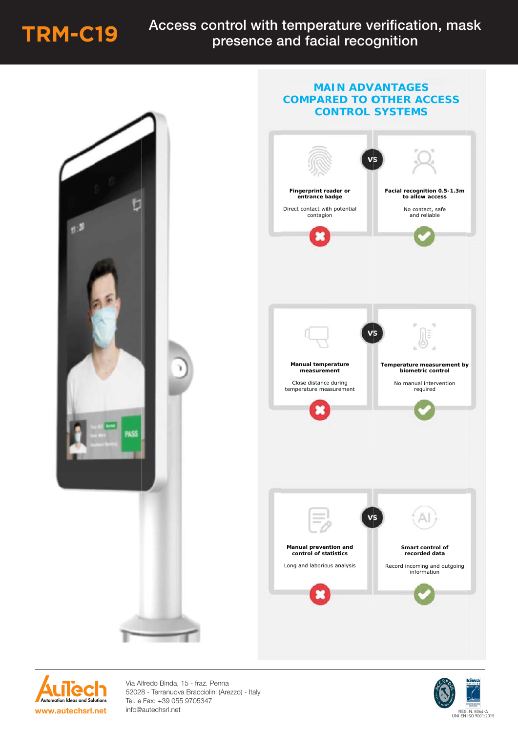# TRM-C19

## Access control with temperature verification, mask presence and facial recognition

## MAIN ADVANTAGES COMPARED TO OTHER ACCESS CONTROL SYSTEMS

| | | |
|---|---|---|
| **Fingerprint reader or entrance badge**<br>Direct contact with potential contagion | VS | **Facial recognition 0.5-1.3m to allow access**<br>No contact, safe and reliable |
| **Manual temperature measurement**<br>Close distance during temperature measurement | VS | **Temperature measurement by biometric control**<br>No manual intervention required |
| **Manual prevention and control of statistics**<br>Long and laborious analysis | VS | **Smart control of recorded data**<br>Record incoming and outgoing information |

AuTech Automation Ideas and Solutions
www.autechsrl.net

Via Alfredo Binda, 15 - fraz. Penna
52028 - Terranuova Bracciolini (Arezzo) - Italy
Tel. e Fax: +39 055 9705347
info@autechsrl.net

REG. N. 8064-A
UNI EN ISO 9001:2015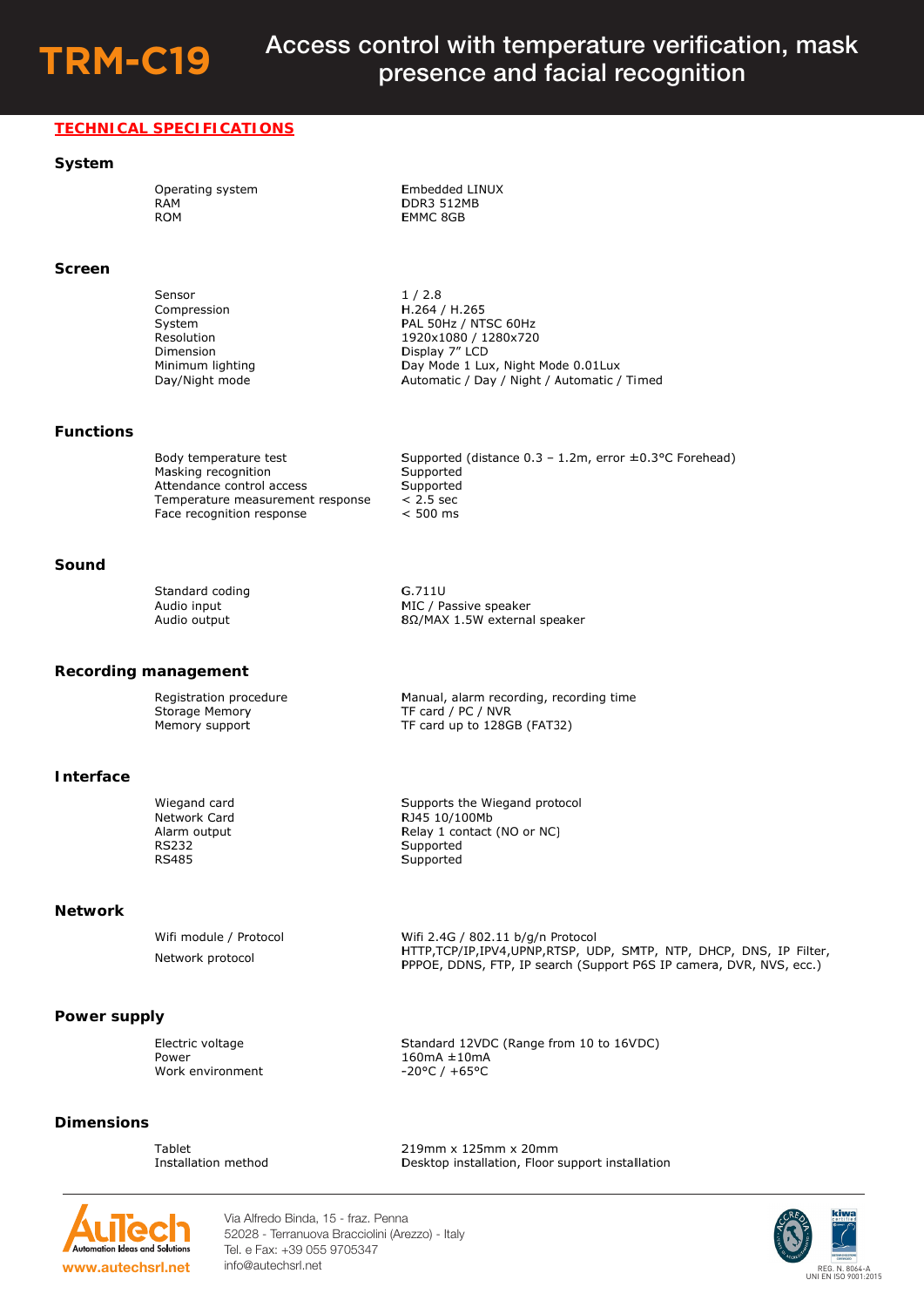# TRM-C19

## Access control with temperature verification, mask presence and facial recognition

**TECHNICAL SPECIFICATIONS**

### System

| | |
|---|---|
| Operating system | Embedded LINUX |
| RAM | DDR3 512MB |
| ROM | EMMC 8GB |

### Screen

| | |
|---|---|
| Sensor | 1 / 2.8 |
| Compression | H.264 / H.265 |
| System | PAL 50Hz / NTSC 60Hz |
| Resolution | 1920x1080 / 1280x720 |
| Dimension | Display 7" LCD |
| Minimum lighting | Day Mode 1 Lux, Night Mode 0.01Lux |
| Day/Night mode | Automatic / Day / Night / Automatic / Timed |

### Functions

| | |
|---|---|
| Body temperature test | Supported (distance 0.3 – 1.2m, error ±0.3°C Forehead) |
| Masking recognition | Supported |
| Attendance control access | Supported |
| Temperature measurement response | < 2.5 sec |
| Face recognition response | < 500 ms |

### Sound

| | |
|---|---|
| Standard coding | G.711U |
| Audio input | MIC / Passive speaker |
| Audio output | 8Ω/MAX 1.5W external speaker |

### Recording management

| | |
|---|---|
| Registration procedure | Manual, alarm recording, recording time |
| Storage Memory | TF card / PC / NVR |
| Memory support | TF card up to 128GB (FAT32) |

### Interface

| | |
|---|---|
| Wiegand card | Supports the Wiegand protocol |
| Network Card | RJ45 10/100Mb |
| Alarm output | Relay 1 contact (NO or NC) |
| RS232 | Supported |
| RS485 | Supported |

### Network

| | |
|---|---|
| Wifi module / Protocol | Wifi 2.4G / 802.11 b/g/n Protocol |
| Network protocol | HTTP,TCP/IP,IPV4,UPNP,RTSP, UDP, SMTP, NTP, DHCP, DNS, IP Filter, PPPOE, DDNS, FTP, IP search (Support P6S IP camera, DVR, NVS, ecc.) |

### Power supply

| | |
|---|---|
| Electric voltage | Standard 12VDC (Range from 10 to 16VDC) |
| Power | 160mA ±10mA |
| Work environment | -20°C / +65°C |

### Dimensions

| | |
|---|---|
| Tablet | 219mm x 125mm x 20mm |
| Installation method | Desktop installation, Floor support installation |

AuTech – Automation Ideas and Solutions
www.autechsrl.net

Via Alfredo Binda, 15 - fraz. Penna
52028 - Terranuova Bracciolini (Arezzo) - Italy
Tel. e Fax: +39 055 9705347
info@autechsrl.net

REG. N. 8064-A
UNI EN ISO 9001:2015